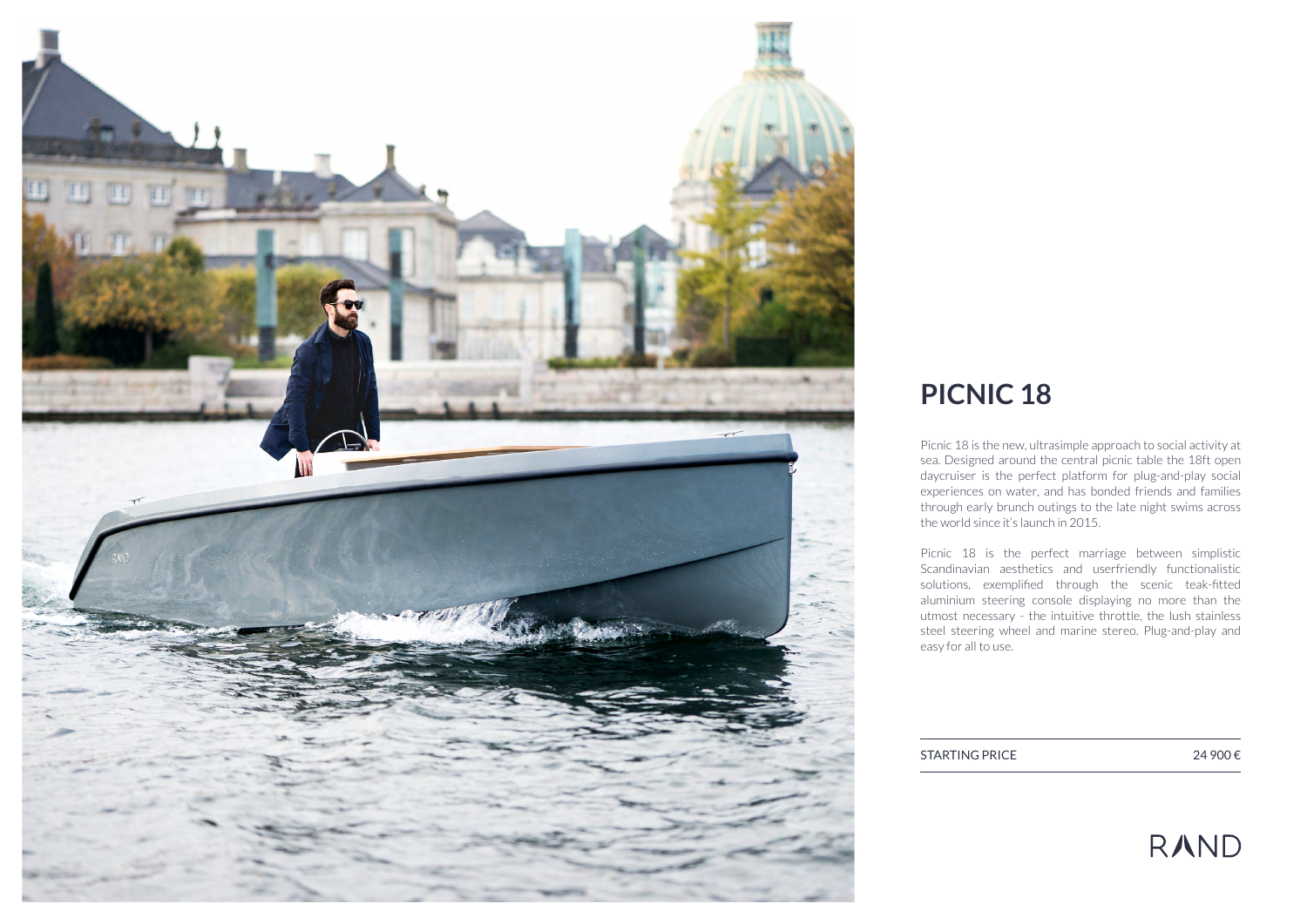# PICNIC 18

Picnic 18 is the new, ultrasimple approach to social activity at sea. Designed around the central picnic table the 18ft open daycruiser is the perfect platform for plug-and-play social experiences on water, and has bonded friends and families through early brunch outings to the late night swims across the world since it's launch in 2015.

Picnic 18 is the perfect marriage between simplistic Scandinavian aesthetics and userfriendly functionalistic solutions, exemplified through the scenic teak-fitted aluminium steering console displaying no more than the utmost necessary - the intuitive throttle, the lush stainless steel steering wheel and marine stereo. Plug-and-play and easy for all to use.

| STARTING PRICE | 24 900 € |
|---|---|

RAND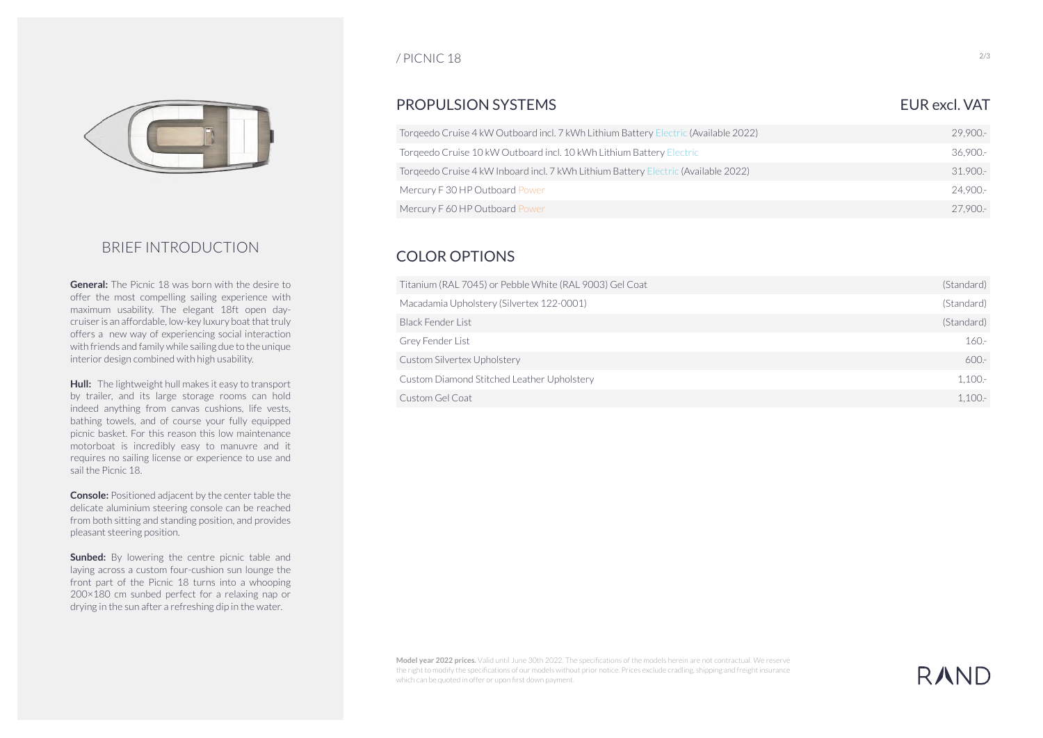## BRIEF INTRODUCTION

**General:** The Picnic 18 was born with the desire to offer the most compelling sailing experience with maximum usability. The elegant 18ft open day-cruiser is an affordable, low-key luxury boat that truly offers a new way of experiencing social interaction with friends and family while sailing due to the unique interior design combined with high usability.

**Hull:** The lightweight hull makes it easy to transport by trailer, and its large storage rooms can hold indeed anything from canvas cushions, life vests, bathing towels, and of course your fully equipped picnic basket. For this reason this low maintenance motorboat is incredibly easy to manuvre and it requires no sailing license or experience to use and sail the Picnic 18.

**Console:** Positioned adjacent by the center table the delicate aluminium steering console can be reached from both sitting and standing position, and provides pleasant steering position.

**Sunbed:** By lowering the centre picnic table and laying across a custom four-cushion sun lounge the front part of the Picnic 18 turns into a whooping 200×180 cm sunbed perfect for a relaxing nap or drying in the sun after a refreshing dip in the water.

/ PICNIC 18

## PROPULSION SYSTEMS

| | EUR excl. VAT |
|---|---|
| Torqeedo Cruise 4 kW Outboard incl. 7 kWh Lithium Battery Electric (Available 2022) | 29,900.- |
| Torqeedo Cruise 10 kW Outboard incl. 10 kWh Lithium Battery Electric | 36,900.- |
| Torqeedo Cruise 4 kW Inboard incl. 7 kWh Lithium Battery Electric (Available 2022) | 31.900.- |
| Mercury F 30 HP Outboard Power | 24,900.- |
| Mercury F 60 HP Outboard Power | 27,900.- |

## COLOR OPTIONS

| | |
|---|---|
| Titanium (RAL 7045) or Pebble White (RAL 9003) Gel Coat | (Standard) |
| Macadamia Upholstery (Silvertex 122-0001) | (Standard) |
| Black Fender List | (Standard) |
| Grey Fender List | 160.- |
| Custom Silvertex Upholstery | 600.- |
| Custom Diamond Stitched Leather Upholstery | 1,100.- |
| Custom Gel Coat | 1,100.- |

**Model year 2022 prices.** Valid until June 30th 2022. The specifications of the models herein are not contractual. We reserve the right to modify the specifications of our models without prior notice. Prices exclude cradling, shipping and freight insurance which can be quoted in offer or upon first down payment.

RAND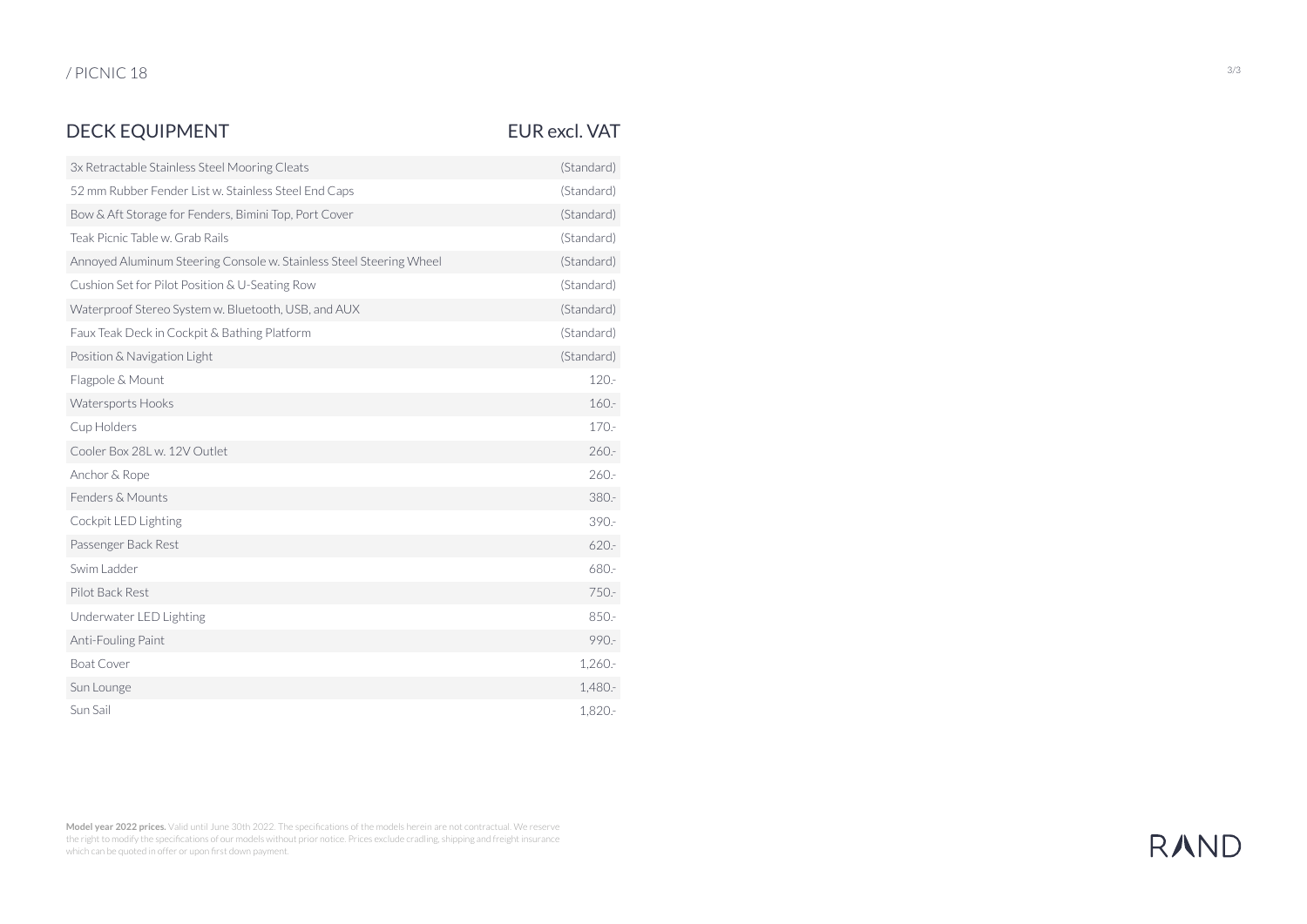## DECK EQUIPMENT

| DECK EQUIPMENT | EUR excl. VAT |
| --- | --- |
| 3x Retractable Stainless Steel Mooring Cleats | (Standard) |
| 52 mm Rubber Fender List w. Stainless Steel End Caps | (Standard) |
| Bow & Aft Storage for Fenders, Bimini Top, Port Cover | (Standard) |
| Teak Picnic Table w. Grab Rails | (Standard) |
| Annoyed Aluminum Steering Console w. Stainless Steel Steering Wheel | (Standard) |
| Cushion Set for Pilot Position & U-Seating Row | (Standard) |
| Waterproof Stereo System w. Bluetooth, USB, and AUX | (Standard) |
| Faux Teak Deck in Cockpit & Bathing Platform | (Standard) |
| Position & Navigation Light | (Standard) |
| Flagpole & Mount | 120.- |
| Watersports Hooks | 160.- |
| Cup Holders | 170.- |
| Cooler Box 28L w. 12V Outlet | 260.- |
| Anchor & Rope | 260.- |
| Fenders & Mounts | 380.- |
| Cockpit LED Lighting | 390.- |
| Passenger Back Rest | 620.- |
| Swim Ladder | 680.- |
| Pilot Back Rest | 750.- |
| Underwater LED Lighting | 850.- |
| Anti-Fouling Paint | 990.- |
| Boat Cover | 1,260.- |
| Sun Lounge | 1,480.- |
| Sun Sail | 1,820.- |

**Model year 2022 prices.** Valid until June 30th 2022. The specifications of the models herein are not contractual. We reserve the right to modify the specifications of our models without prior notice. Prices exclude cradling, shipping and freight insurance which can be quoted in offer or upon first down payment.

RAND